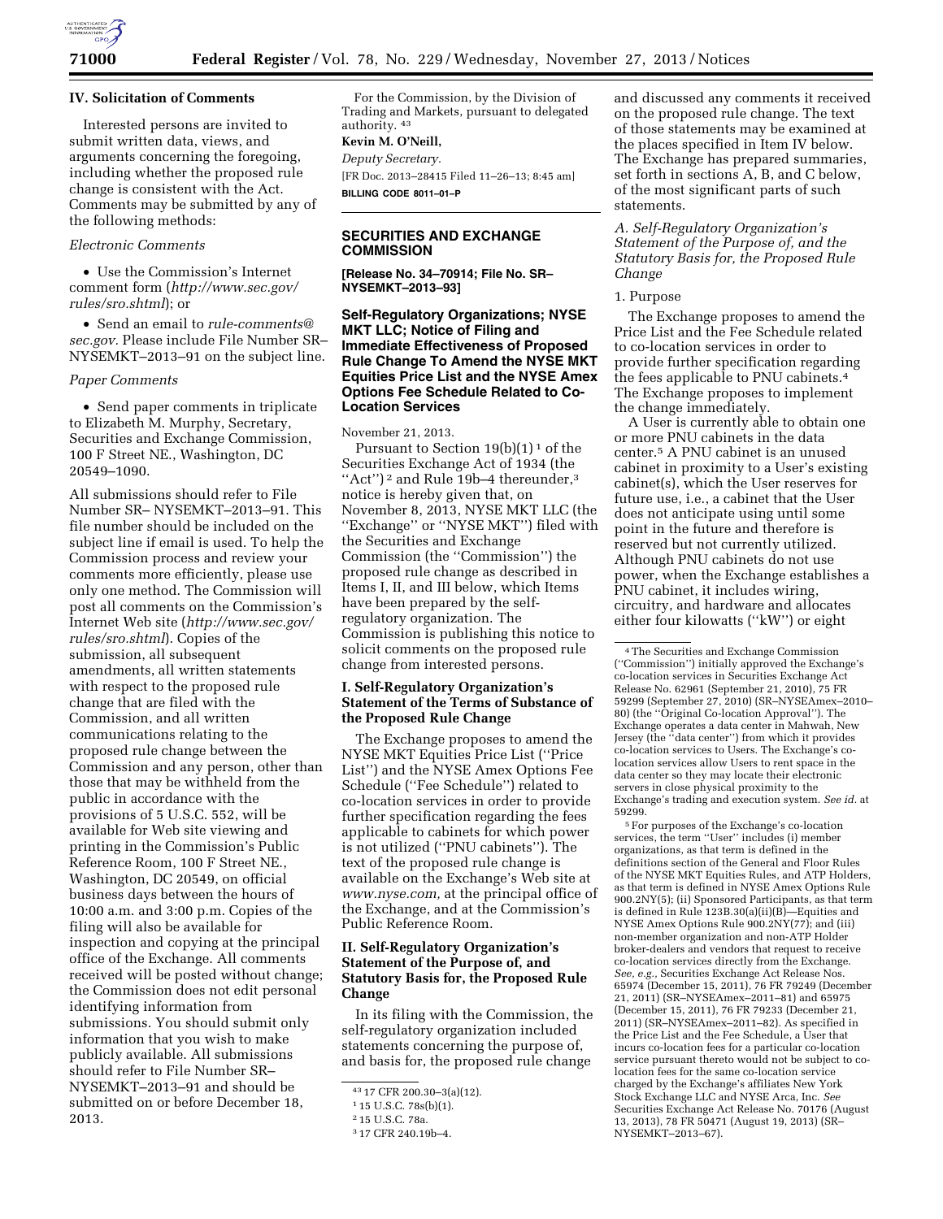## IV. Solicitation of Comments

Interested persons are invited to submit written data, views, and arguments concerning the foregoing, including whether the proposed rule change is consistent with the Act. Comments may be submitted by any of the following methods:

*Electronic Comments*

- Use the Commission's Internet comment form (*http://www.sec.gov/rules/sro.shtml*); or
- Send an email to *rule-comments@sec.gov.* Please include File Number SR–NYSEMKT–2013–91 on the subject line.

*Paper Comments*

- Send paper comments in triplicate to Elizabeth M. Murphy, Secretary, Securities and Exchange Commission, 100 F Street NE., Washington, DC 20549–1090.

All submissions should refer to File Number SR– NYSEMKT–2013–91. This file number should be included on the subject line if email is used. To help the Commission process and review your comments more efficiently, please use only one method. The Commission will post all comments on the Commission's Internet Web site (*http://www.sec.gov/rules/sro.shtml*). Copies of the submission, all subsequent amendments, all written statements with respect to the proposed rule change that are filed with the Commission, and all written communications relating to the proposed rule change between the Commission and any person, other than those that may be withheld from the public in accordance with the provisions of 5 U.S.C. 552, will be available for Web site viewing and printing in the Commission's Public Reference Room, 100 F Street NE., Washington, DC 20549, on official business days between the hours of 10:00 a.m. and 3:00 p.m. Copies of the filing will also be available for inspection and copying at the principal office of the Exchange. All comments received will be posted without change; the Commission does not edit personal identifying information from submissions. You should submit only information that you wish to make publicly available. All submissions should refer to File Number SR–NYSEMKT–2013–91 and should be submitted on or before December 18, 2013.

For the Commission, by the Division of Trading and Markets, pursuant to delegated authority.[43]

**Kevin M. O'Neill,**

*Deputy Secretary.*

[FR Doc. 2013–28415 Filed 11–26–13; 8:45 am]

**BILLING CODE 8011–01–P**

---

## SECURITIES AND EXCHANGE COMMISSION

**[Release No. 34–70914; File No. SR–NYSEMKT–2013–93]**

### Self-Regulatory Organizations; NYSE MKT LLC; Notice of Filing and Immediate Effectiveness of Proposed Rule Change To Amend the NYSE MKT Equities Price List and the NYSE Amex Options Fee Schedule Related to Co-Location Services

November 21, 2013.

Pursuant to Section 19(b)(1)[1] of the Securities Exchange Act of 1934 (the "Act")[2] and Rule 19b–4 thereunder,[3] notice is hereby given that, on November 8, 2013, NYSE MKT LLC (the "Exchange" or "NYSE MKT") filed with the Securities and Exchange Commission (the "Commission") the proposed rule change as described in Items I, II, and III below, which Items have been prepared by the self-regulatory organization. The Commission is publishing this notice to solicit comments on the proposed rule change from interested persons.

### I. Self-Regulatory Organization's Statement of the Terms of Substance of the Proposed Rule Change

The Exchange proposes to amend the NYSE MKT Equities Price List ("Price List") and the NYSE Amex Options Fee Schedule ("Fee Schedule") related to co-location services in order to provide further specification regarding the fees applicable to cabinets for which power is not utilized ("PNU cabinets"). The text of the proposed rule change is available on the Exchange's Web site at *www.nyse.com,* at the principal office of the Exchange, and at the Commission's Public Reference Room.

### II. Self-Regulatory Organization's Statement of the Purpose of, and Statutory Basis for, the Proposed Rule Change

In its filing with the Commission, the self-regulatory organization included statements concerning the purpose of, and basis for, the proposed rule change and discussed any comments it received on the proposed rule change. The text of those statements may be examined at the places specified in Item IV below. The Exchange has prepared summaries, set forth in sections A, B, and C below, of the most significant parts of such statements.

*A. Self-Regulatory Organization's Statement of the Purpose of, and the Statutory Basis for, the Proposed Rule Change*

1. Purpose

The Exchange proposes to amend the Price List and the Fee Schedule related to co-location services in order to provide further specification regarding the fees applicable to PNU cabinets.[4] The Exchange proposes to implement the change immediately.

A User is currently able to obtain one or more PNU cabinets in the data center.[5] A PNU cabinet is an unused cabinet in proximity to a User's existing cabinet(s), which the User reserves for future use, i.e., a cabinet that the User does not anticipate using until some point in the future and therefore is reserved but not currently utilized. Although PNU cabinets do not use power, when the Exchange establishes a PNU cabinet, it includes wiring, circuitry, and hardware and allocates either four kilowatts ("kW") or eight

---

[43] 17 CFR 200.30–3(a)(12).

[1] 15 U.S.C. 78s(b)(1).

[2] 15 U.S.C. 78a.

[3] 17 CFR 240.19b–4.

[4] The Securities and Exchange Commission ("Commission") initially approved the Exchange's co-location services in Securities Exchange Act Release No. 62961 (September 21, 2010), 75 FR 59299 (September 27, 2010) (SR–NYSEAmex–2010–80) (the "Original Co-location Approval"). The Exchange operates a data center in Mahwah, New Jersey (the "data center") from which it provides co-location services to Users. The Exchange's co-location services allow Users to rent space in the data center so they may locate their electronic servers in close physical proximity to the Exchange's trading and execution system. *See id.* at 59299.

[5] For purposes of the Exchange's co-location services, the term "User" includes (i) member organizations, as that term is defined in the definitions section of the General and Floor Rules of the NYSE MKT Equities Rules, and ATP Holders, as that term is defined in NYSE Amex Options Rule 900.2NY(5); (ii) Sponsored Participants, as that term is defined in Rule 123B.30(a)(ii)(B)—Equities and NYSE Amex Options Rule 900.2NY(77); and (iii) non-member organization and non-ATP Holder broker-dealers and vendors that request to receive co-location services directly from the Exchange. *See, e.g.,* Securities Exchange Act Release Nos. 65974 (December 15, 2011), 76 FR 79249 (December 21, 2011) (SR–NYSEAmex–2011–81) and 65975 (December 15, 2011), 76 FR 79233 (December 21, 2011) (SR–NYSEAmex–2011–82). As specified in the Price List and the Fee Schedule, a User that incurs co-location fees for a particular co-location service pursuant thereto would not be subject to co-location fees for the same co-location service charged by the Exchange's affiliates New York Stock Exchange LLC and NYSE Arca, Inc. *See* Securities Exchange Act Release No. 70176 (August 13, 2013), 78 FR 50471 (August 19, 2013) (SR–NYSEMKT–2013–67).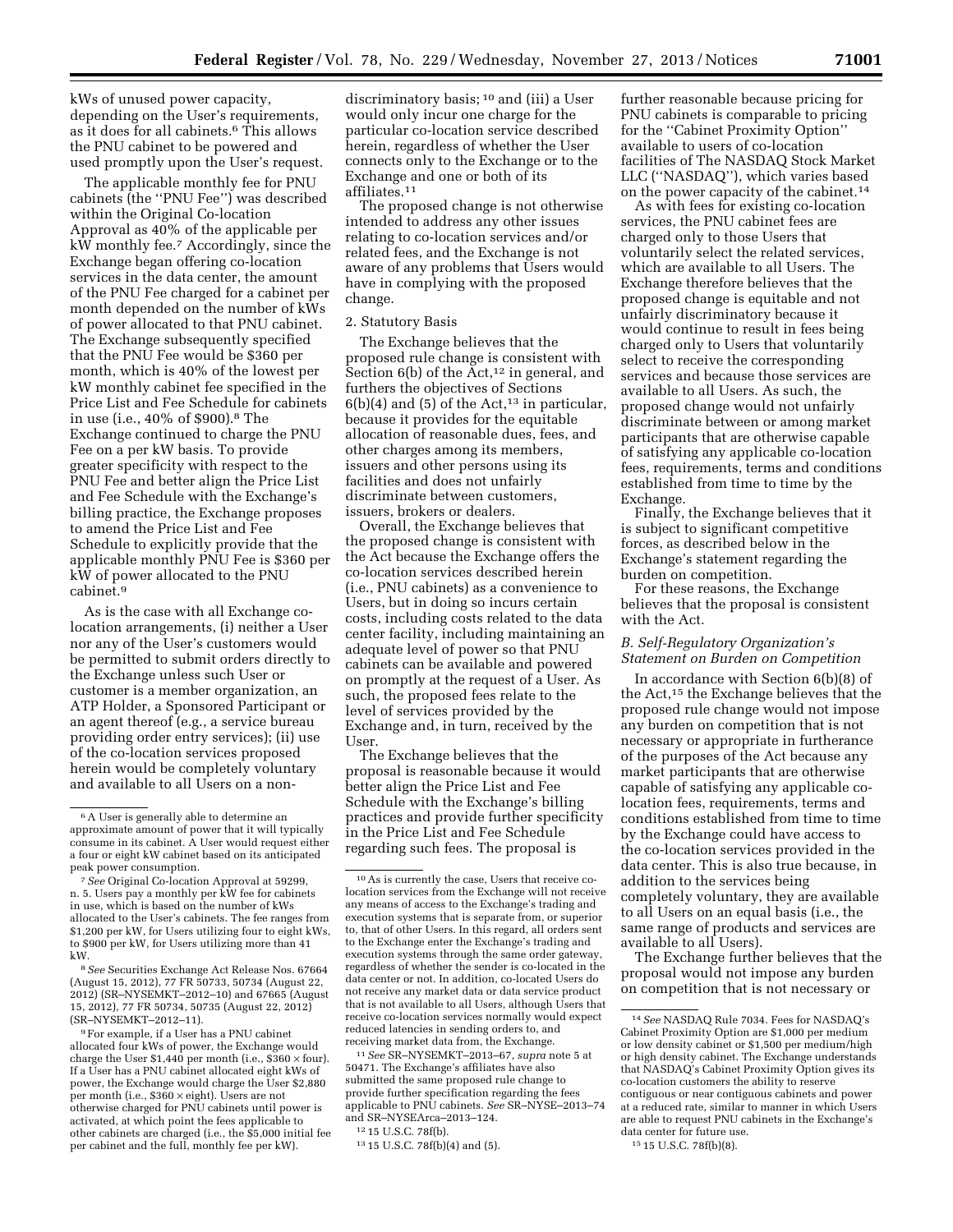kWs of unused power capacity, depending on the User's requirements, as it does for all cabinets.[6] This allows the PNU cabinet to be powered and used promptly upon the User's request.

The applicable monthly fee for PNU cabinets (the "PNU Fee") was described within the Original Co-location Approval as 40% of the applicable per kW monthly fee.[7] Accordingly, since the Exchange began offering co-location services in the data center, the amount of the PNU Fee charged for a cabinet per month depended on the number of kWs of power allocated to that PNU cabinet. The Exchange subsequently specified that the PNU Fee would be $360 per month, which is 40% of the lowest per kW monthly cabinet fee specified in the Price List and Fee Schedule for cabinets in use (i.e., 40% of $900).[8] The Exchange continued to charge the PNU Fee on a per kW basis. To provide greater specificity with respect to the PNU Fee and better align the Price List and Fee Schedule with the Exchange's billing practice, the Exchange proposes to amend the Price List and Fee Schedule to explicitly provide that the applicable monthly PNU Fee is $360 per kW of power allocated to the PNU cabinet.[9]

As is the case with all Exchange co-location arrangements, (i) neither a User nor any of the User's customers would be permitted to submit orders directly to the Exchange unless such User or customer is a member organization, an ATP Holder, a Sponsored Participant or an agent thereof (e.g., a service bureau providing order entry services); (ii) use of the co-location services proposed herein would be completely voluntary and available to all Users on a non-discriminatory basis;[10] and (iii) a User would only incur one charge for the particular co-location service described herein, regardless of whether the User connects only to the Exchange or to the Exchange and one or both of its affiliates.[11]

The proposed change is not otherwise intended to address any other issues relating to co-location services and/or related fees, and the Exchange is not aware of any problems that Users would have in complying with the proposed change.

2. Statutory Basis

The Exchange believes that the proposed rule change is consistent with Section 6(b) of the Act,[12] in general, and furthers the objectives of Sections 6(b)(4) and (5) of the Act,[13] in particular, because it provides for the equitable allocation of reasonable dues, fees, and other charges among its members, issuers and other persons using its facilities and does not unfairly discriminate between customers, issuers, brokers or dealers.

Overall, the Exchange believes that the proposed change is consistent with the Act because the Exchange offers the co-location services described herein (i.e., PNU cabinets) as a convenience to Users, but in doing so incurs certain costs, including costs related to the data center facility, including maintaining an adequate level of power so that PNU cabinets can be available and powered on promptly at the request of a User. As such, the proposed fees relate to the level of services provided by the Exchange and, in turn, received by the User.

The Exchange believes that the proposal is reasonable because it would better align the Price List and Fee Schedule with the Exchange's billing practices and provide further specificity in the Price List and Fee Schedule regarding such fees. The proposal is further reasonable because pricing for PNU cabinets is comparable to pricing for the "Cabinet Proximity Option" available to users of co-location facilities of The NASDAQ Stock Market LLC ("NASDAQ"), which varies based on the power capacity of the cabinet.[14]

As with fees for existing co-location services, the PNU cabinet fees are charged only to those Users that voluntarily select the related services, which are available to all Users. The Exchange therefore believes that the proposed change is equitable and not unfairly discriminatory because it would continue to result in fees being charged only to Users that voluntarily select to receive the corresponding services and because those services are available to all Users. As such, the proposed change would not unfairly discriminate between or among market participants that are otherwise capable of satisfying any applicable co-location fees, requirements, terms and conditions established from time to time by the Exchange.

Finally, the Exchange believes that it is subject to significant competitive forces, as described below in the Exchange's statement regarding the burden on competition.

For these reasons, the Exchange believes that the proposal is consistent with the Act.

### *B. Self-Regulatory Organization's Statement on Burden on Competition*

In accordance with Section 6(b)(8) of the Act,[15] the Exchange believes that the proposed rule change would not impose any burden on competition that is not necessary or appropriate in furtherance of the purposes of the Act because any market participants that are otherwise capable of satisfying any applicable co-location fees, requirements, terms and conditions established from time to time by the Exchange could have access to the co-location services provided in the data center. This is also true because, in addition to the services being completely voluntary, they are available to all Users on an equal basis (i.e., the same range of products and services are available to all Users).

The Exchange further believes that the proposal would not impose any burden on competition that is not necessary or

---

[6] A User is generally able to determine an approximate amount of power that it will typically consume in its cabinet. A User would request either a four or eight kW cabinet based on its anticipated peak power consumption.

[7] *See* Original Co-location Approval at 59299, n. 5. Users pay a monthly per kW fee for cabinets in use, which is based on the number of kWs allocated to the User's cabinets. The fee ranges from $1,200 per kW, for Users utilizing four to eight kWs, to $900 per kW, for Users utilizing more than 41 kW.

[8] *See* Securities Exchange Act Release Nos. 67664 (August 15, 2012), 77 FR 50733, 50734 (August 22, 2012) (SR–NYSEMKT–2012–10) and 67665 (August 15, 2012), 77 FR 50734, 50735 (August 22, 2012) (SR–NYSEMKT–2012–11).

[9] For example, if a User has a PNU cabinet allocated four kWs of power, the Exchange would charge the User $1,440 per month (i.e., $360 × four). If a User has a PNU cabinet allocated eight kWs of power, the Exchange would charge the User $2,880 per month (i.e., $360 × eight). Users are not otherwise charged for PNU cabinets until power is activated, at which point the fees applicable to other cabinets are charged (i.e., the $5,000 initial fee per cabinet and the full, monthly fee per kW).

[10] As is currently the case, Users that receive co-location services from the Exchange will not receive any means of access to the Exchange's trading and execution systems that is separate from, or superior to, that of other Users. In this regard, all orders sent to the Exchange enter the Exchange's trading and execution systems through the same order gateway, regardless of whether the sender is co-located in the data center or not. In addition, co-located Users do not receive any market data or data service product that is not available to all Users, although Users that receive co-location services normally would expect reduced latencies in sending orders to, and receiving market data from, the Exchange.

[11] *See* SR–NYSEMKT–2013–67, *supra* note 5 at 50471. The Exchange's affiliates have also submitted the same proposed rule change to provide further specification regarding the fees applicable to PNU cabinets. *See* SR–NYSE–2013–74 and SR–NYSEArca–2013–124.

[12] 15 U.S.C. 78f(b).

[13] 15 U.S.C. 78f(b)(4) and (5).

[14] *See* NASDAQ Rule 7034. Fees for NASDAQ's Cabinet Proximity Option are $1,000 per medium or low density cabinet or $1,500 per medium/high or high density cabinet. The Exchange understands that NASDAQ's Cabinet Proximity Option gives its co-location customers the ability to reserve contiguous or near contiguous cabinets and power at a reduced rate, similar to manner in which Users are able to request PNU cabinets in the Exchange's data center for future use.

[15] 15 U.S.C. 78f(b)(8).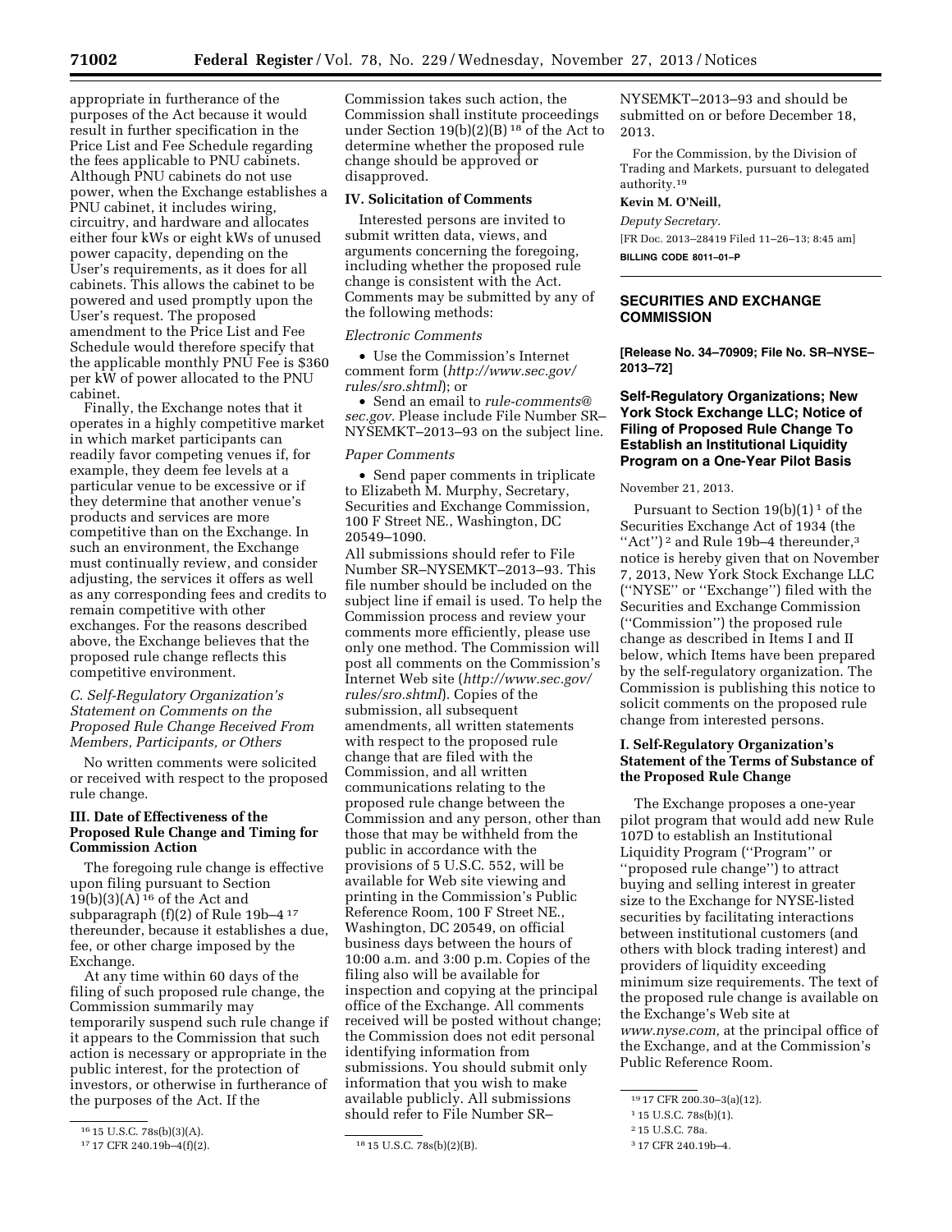appropriate in furtherance of the purposes of the Act because it would result in further specification in the Price List and Fee Schedule regarding the fees applicable to PNU cabinets. Although PNU cabinets do not use power, when the Exchange establishes a PNU cabinet, it includes wiring, circuitry, and hardware and allocates either four kWs or eight kWs of unused power capacity, depending on the User's requirements, as it does for all cabinets. This allows the cabinet to be powered and used promptly upon the User's request. The proposed amendment to the Price List and Fee Schedule would therefore specify that the applicable monthly PNU Fee is $360 per kW of power allocated to the PNU cabinet.

Finally, the Exchange notes that it operates in a highly competitive market in which market participants can readily favor competing venues if, for example, they deem fee levels at a particular venue to be excessive or if they determine that another venue's products and services are more competitive than on the Exchange. In such an environment, the Exchange must continually review, and consider adjusting, the services it offers as well as any corresponding fees and credits to remain competitive with other exchanges. For the reasons described above, the Exchange believes that the proposed rule change reflects this competitive environment.

*C. Self-Regulatory Organization's Statement on Comments on the Proposed Rule Change Received From Members, Participants, or Others*

No written comments were solicited or received with respect to the proposed rule change.

### III. Date of Effectiveness of the Proposed Rule Change and Timing for Commission Action

The foregoing rule change is effective upon filing pursuant to Section 19(b)(3)(A) [16] of the Act and subparagraph (f)(2) of Rule 19b–4 [17] thereunder, because it establishes a due, fee, or other charge imposed by the Exchange.

At any time within 60 days of the filing of such proposed rule change, the Commission summarily may temporarily suspend such rule change if it appears to the Commission that such action is necessary or appropriate in the public interest, for the protection of investors, or otherwise in furtherance of the purposes of the Act. If the Commission takes such action, the Commission shall institute proceedings under Section 19(b)(2)(B) [18] of the Act to determine whether the proposed rule change should be approved or disapproved.

### IV. Solicitation of Comments

Interested persons are invited to submit written data, views, and arguments concerning the foregoing, including whether the proposed rule change is consistent with the Act. Comments may be submitted by any of the following methods:

*Electronic Comments*

- Use the Commission's Internet comment form (*http://www.sec.gov/rules/sro.shtml*); or
- Send an email to *rule-comments@sec.gov.* Please include File Number SR–NYSEMKT–2013–93 on the subject line.

*Paper Comments*

- Send paper comments in triplicate to Elizabeth M. Murphy, Secretary, Securities and Exchange Commission, 100 F Street NE., Washington, DC 20549–1090.

All submissions should refer to File Number SR–NYSEMKT–2013–93. This file number should be included on the subject line if email is used. To help the Commission process and review your comments more efficiently, please use only one method. The Commission will post all comments on the Commission's Internet Web site (*http://www.sec.gov/rules/sro.shtml*). Copies of the submission, all subsequent amendments, all written statements with respect to the proposed rule change that are filed with the Commission, and all written communications relating to the proposed rule change between the Commission and any person, other than those that may be withheld from the public in accordance with the provisions of 5 U.S.C. 552, will be available for Web site viewing and printing in the Commission's Public Reference Room, 100 F Street NE., Washington, DC 20549, on official business days between the hours of 10:00 a.m. and 3:00 p.m. Copies of the filing also will be available for inspection and copying at the principal office of the Exchange. All comments received will be posted without change; the Commission does not edit personal identifying information from submissions. You should submit only information that you wish to make available publicly. All submissions should refer to File Number SR–NYSEMKT–2013–93 and should be submitted on or before December 18, 2013.

For the Commission, by the Division of Trading and Markets, pursuant to delegated authority.[19]

**Kevin M. O'Neill,**

*Deputy Secretary.*

[FR Doc. 2013–28419 Filed 11–26–13; 8:45 am]

**BILLING CODE 8011–01–P**

## SECURITIES AND EXCHANGE COMMISSION

**[Release No. 34–70909; File No. SR–NYSE–2013–72]**

## Self-Regulatory Organizations; New York Stock Exchange LLC; Notice of Filing of Proposed Rule Change To Establish an Institutional Liquidity Program on a One-Year Pilot Basis

November 21, 2013.

Pursuant to Section 19(b)(1) [1] of the Securities Exchange Act of 1934 (the "Act") [2] and Rule 19b–4 thereunder,[3] notice is hereby given that on November 7, 2013, New York Stock Exchange LLC ("NYSE" or "Exchange") filed with the Securities and Exchange Commission ("Commission") the proposed rule change as described in Items I and II below, which Items have been prepared by the self-regulatory organization. The Commission is publishing this notice to solicit comments on the proposed rule change from interested persons.

### I. Self-Regulatory Organization's Statement of the Terms of Substance of the Proposed Rule Change

The Exchange proposes a one-year pilot program that would add new Rule 107D to establish an Institutional Liquidity Program ("Program" or "proposed rule change") to attract buying and selling interest in greater size to the Exchange for NYSE-listed securities by facilitating interactions between institutional customers (and others with block trading interest) and providers of liquidity exceeding minimum size requirements. The text of the proposed rule change is available on the Exchange's Web site at *www.nyse.com,* at the principal office of the Exchange, and at the Commission's Public Reference Room.

---

[16] 15 U.S.C. 78s(b)(3)(A).

[17] 17 CFR 240.19b–4(f)(2).

[18] 15 U.S.C. 78s(b)(2)(B).

[19] 17 CFR 200.30–3(a)(12).

[1] 15 U.S.C. 78s(b)(1).

[2] 15 U.S.C. 78a.

[3] 17 CFR 240.19b–4.